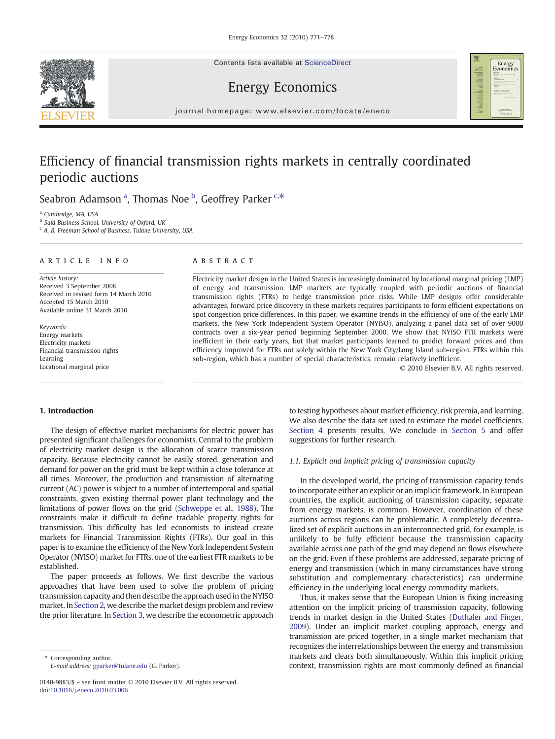# Efficiency of financial transmission rights markets in centrally coordinated periodic auctions

Seabron Adamson [a], Thomas Noe [b], Geoffrey Parker [c,*]

[a] Cambridge, MA, USA

[b] Saïd Business School, University of Oxford, UK

[c] A. B. Freeman School of Business, Tulane University, USA

**ARTICLE INFO**

*Article history:*
Received 3 September 2008
Received in revised form 14 March 2010
Accepted 15 March 2010
Available online 31 March 2010

*Keywords:*
Energy markets
Electricity markets
Financial transmission rights
Learning
Locational marginal price

**ABSTRACT**

Electricity market design in the United States is increasingly dominated by locational marginal pricing (LMP) of energy and transmission. LMP markets are typically coupled with periodic auctions of financial transmission rights (FTRs) to hedge transmission price risks. While LMP designs offer considerable advantages, forward price discovery in these markets requires participants to form efficient expectations on spot congestion price differences. In this paper, we examine trends in the efficiency of one of the early LMP markets, the New York Independent System Operator (NYISO), analyzing a panel data set of over 9000 contracts over a six-year period beginning September 2000. We show that NYISO FTR markets were inefficient in their early years, but that market participants learned to predict forward prices and thus efficiency improved for FTRs not solely within the New York City/Long Island sub-region. FTRs within this sub-region, which has a number of special characteristics, remain relatively inefficient.

© 2010 Elsevier B.V. All rights reserved.

## 1. Introduction

The design of effective market mechanisms for electric power has presented significant challenges for economists. Central to the problem of electricity market design is the allocation of scarce transmission capacity. Because electricity cannot be easily stored, generation and demand for power on the grid must be kept within a close tolerance at all times. Moreover, the production and transmission of alternating current (AC) power is subject to a number of intertemporal and spatial constraints, given existing thermal power plant technology and the limitations of power flows on the grid (Schweppe et al., 1988). The constraints make it difficult to define tradable property rights for transmission. This difficulty has led economists to instead create markets for Financial Transmission Rights (FTRs). Our goal in this paper is to examine the efficiency of the New York Independent System Operator (NYISO) market for FTRs, one of the earliest FTR markets to be established.

The paper proceeds as follows. We first describe the various approaches that have been used to solve the problem of pricing transmission capacity and then describe the approach used in the NYISO market. In Section 2, we describe the market design problem and review the prior literature. In Section 3, we describe the econometric approach to testing hypotheses about market efficiency, risk premia, and learning. We also describe the data set used to estimate the model coefficients. Section 4 presents results. We conclude in Section 5 and offer suggestions for further research.

### 1.1. Explicit and implicit pricing of transmission capacity

In the developed world, the pricing of transmission capacity tends to incorporate either an explicit or an implicit framework. In European countries, the explicit auctioning of transmission capacity, separate from energy markets, is common. However, coordination of these auctions across regions can be problematic. A completely decentralized set of explicit auctions in an interconnected grid, for example, is unlikely to be fully efficient because the transmission capacity available across one path of the grid may depend on flows elsewhere on the grid. Even if these problems are addressed, separate pricing of energy and transmission (which in many circumstances have strong substitution and complementary characteristics) can undermine efficiency in the underlying local energy commodity markets.

Thus, it makes sense that the European Union is fixing increasing attention on the implicit pricing of transmission capacity, following trends in market design in the United States (Duthaler and Finger, 2009). Under an implicit market coupling approach, energy and transmission are priced together, in a single market mechanism that recognizes the interrelationships between the energy and transmission markets and clears both simultaneously. Within this implicit pricing context, transmission rights are most commonly defined as financial

\* Corresponding author.
E-mail address: gparker@tulane.edu (G. Parker).

0140-9883/$ – see front matter © 2010 Elsevier B.V. All rights reserved.
doi:10.1016/j.eneco.2010.03.006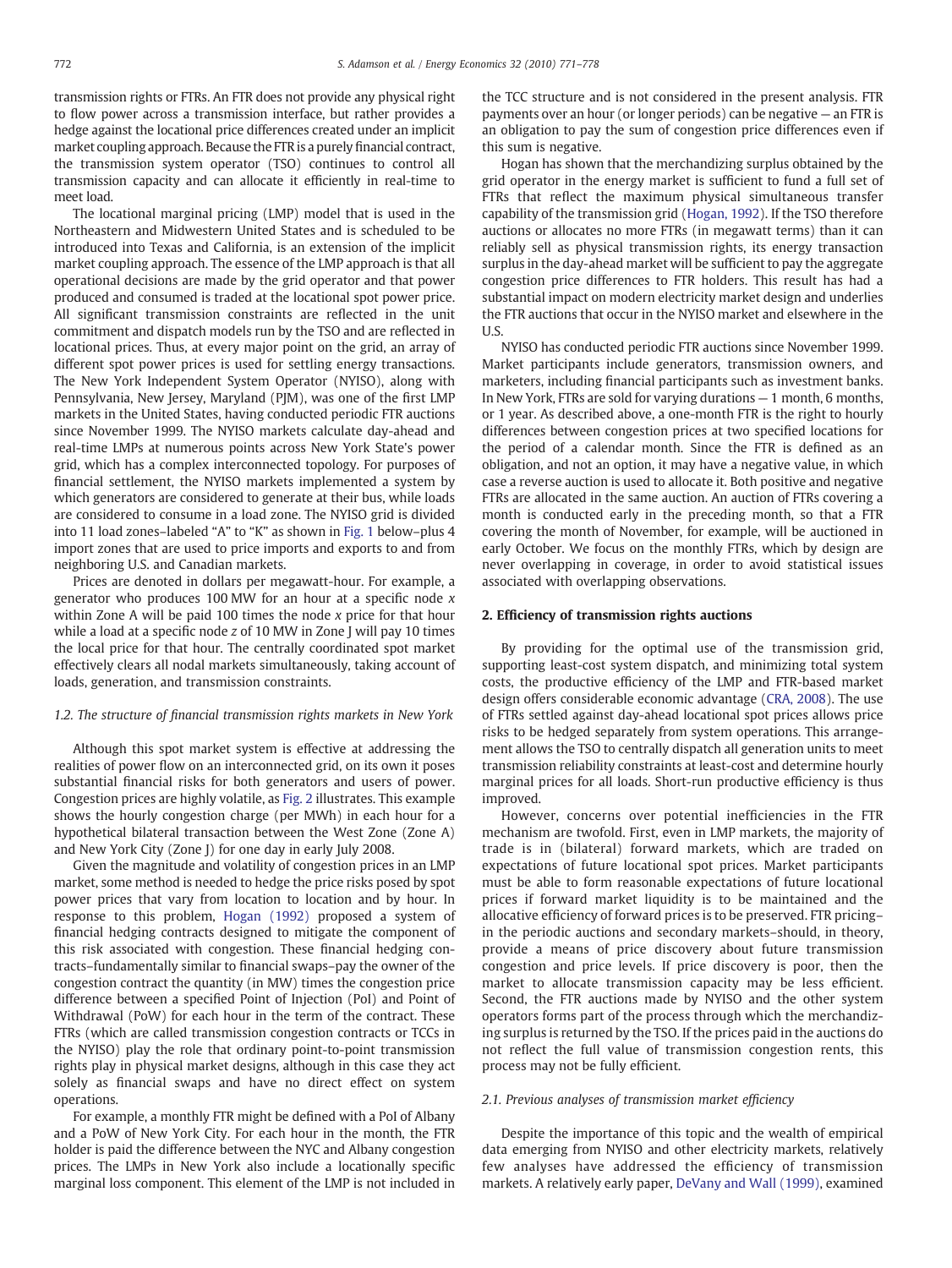transmission rights or FTRs. An FTR does not provide any physical right to flow power across a transmission interface, but rather provides a hedge against the locational price differences created under an implicit market coupling approach. Because the FTR is a purely financial contract, the transmission system operator (TSO) continues to control all transmission capacity and can allocate it efficiently in real-time to meet load.

The locational marginal pricing (LMP) model that is used in the Northeastern and Midwestern United States and is scheduled to be introduced into Texas and California, is an extension of the implicit market coupling approach. The essence of the LMP approach is that all operational decisions are made by the grid operator and that power produced and consumed is traded at the locational spot power price. All significant transmission constraints are reflected in the unit commitment and dispatch models run by the TSO and are reflected in locational prices. Thus, at every major point on the grid, an array of different spot power prices is used for settling energy transactions. The New York Independent System Operator (NYISO), along with Pennsylvania, New Jersey, Maryland (PJM), was one of the first LMP markets in the United States, having conducted periodic FTR auctions since November 1999. The NYISO markets calculate day-ahead and real-time LMPs at numerous points across New York State's power grid, which has a complex interconnected topology. For purposes of financial settlement, the NYISO markets implemented a system by which generators are considered to generate at their bus, while loads are considered to consume in a load zone. The NYISO grid is divided into 11 load zones–labeled "A" to "K" as shown in Fig. 1 below–plus 4 import zones that are used to price imports and exports to and from neighboring U.S. and Canadian markets.

Prices are denoted in dollars per megawatt-hour. For example, a generator who produces 100 MW for an hour at a specific node *x* within Zone A will be paid 100 times the node *x* price for that hour while a load at a specific node *z* of 10 MW in Zone J will pay 10 times the local price for that hour. The centrally coordinated spot market effectively clears all nodal markets simultaneously, taking account of loads, generation, and transmission constraints.

### 1.2. The structure of financial transmission rights markets in New York

Although this spot market system is effective at addressing the realities of power flow on an interconnected grid, on its own it poses substantial financial risks for both generators and users of power. Congestion prices are highly volatile, as Fig. 2 illustrates. This example shows the hourly congestion charge (per MWh) in each hour for a hypothetical bilateral transaction between the West Zone (Zone A) and New York City (Zone J) for one day in early July 2008.

Given the magnitude and volatility of congestion prices in an LMP market, some method is needed to hedge the price risks posed by spot power prices that vary from location to location and by hour. In response to this problem, Hogan (1992) proposed a system of financial hedging contracts designed to mitigate the component of this risk associated with congestion. These financial hedging contracts–fundamentally similar to financial swaps–pay the owner of the congestion contract the quantity (in MW) times the congestion price difference between a specified Point of Injection (PoI) and Point of Withdrawal (PoW) for each hour in the term of the contract. These FTRs (which are called transmission congestion contracts or TCCs in the NYISO) play the role that ordinary point-to-point transmission rights play in physical market designs, although in this case they act solely as financial swaps and have no direct effect on system operations.

For example, a monthly FTR might be defined with a PoI of Albany and a PoW of New York City. For each hour in the month, the FTR holder is paid the difference between the NYC and Albany congestion prices. The LMPs in New York also include a locationally specific marginal loss component. This element of the LMP is not included in the TCC structure and is not considered in the present analysis. FTR payments over an hour (or longer periods) can be negative — an FTR is an obligation to pay the sum of congestion price differences even if this sum is negative.

Hogan has shown that the merchandizing surplus obtained by the grid operator in the energy market is sufficient to fund a full set of FTRs that reflect the maximum physical simultaneous transfer capability of the transmission grid (Hogan, 1992). If the TSO therefore auctions or allocates no more FTRs (in megawatt terms) than it can reliably sell as physical transmission rights, its energy transaction surplus in the day-ahead market will be sufficient to pay the aggregate congestion price differences to FTR holders. This result has had a substantial impact on modern electricity market design and underlies the FTR auctions that occur in the NYISO market and elsewhere in the U.S.

NYISO has conducted periodic FTR auctions since November 1999. Market participants include generators, transmission owners, and marketers, including financial participants such as investment banks. In New York, FTRs are sold for varying durations — 1 month, 6 months, or 1 year. As described above, a one-month FTR is the right to hourly differences between congestion prices at two specified locations for the period of a calendar month. Since the FTR is defined as an obligation, and not an option, it may have a negative value, in which case a reverse auction is used to allocate it. Both positive and negative FTRs are allocated in the same auction. An auction of FTRs covering a month is conducted early in the preceding month, so that a FTR covering the month of November, for example, will be auctioned in early October. We focus on the monthly FTRs, which by design are never overlapping in coverage, in order to avoid statistical issues associated with overlapping observations.

## 2. Efficiency of transmission rights auctions

By providing for the optimal use of the transmission grid, supporting least-cost system dispatch, and minimizing total system costs, the productive efficiency of the LMP and FTR-based market design offers considerable economic advantage (CRA, 2008). The use of FTRs settled against day-ahead locational spot prices allows price risks to be hedged separately from system operations. This arrangement allows the TSO to centrally dispatch all generation units to meet transmission reliability constraints at least-cost and determine hourly marginal prices for all loads. Short-run productive efficiency is thus improved.

However, concerns over potential inefficiencies in the FTR mechanism are twofold. First, even in LMP markets, the majority of trade is in (bilateral) forward markets, which are traded on expectations of future locational spot prices. Market participants must be able to form reasonable expectations of future locational prices if forward market liquidity is to be maintained and the allocative efficiency of forward prices is to be preserved. FTR pricing–in the periodic auctions and secondary markets–should, in theory, provide a means of price discovery about future transmission congestion and price levels. If price discovery is poor, then the market to allocate transmission capacity may be less efficient. Second, the FTR auctions made by NYISO and the other system operators forms part of the process through which the merchandizing surplus is returned by the TSO. If the prices paid in the auctions do not reflect the full value of transmission congestion rents, this process may not be fully efficient.

### 2.1. Previous analyses of transmission market efficiency

Despite the importance of this topic and the wealth of empirical data emerging from NYISO and other electricity markets, relatively few analyses have addressed the efficiency of transmission markets. A relatively early paper, DeVany and Wall (1999), examined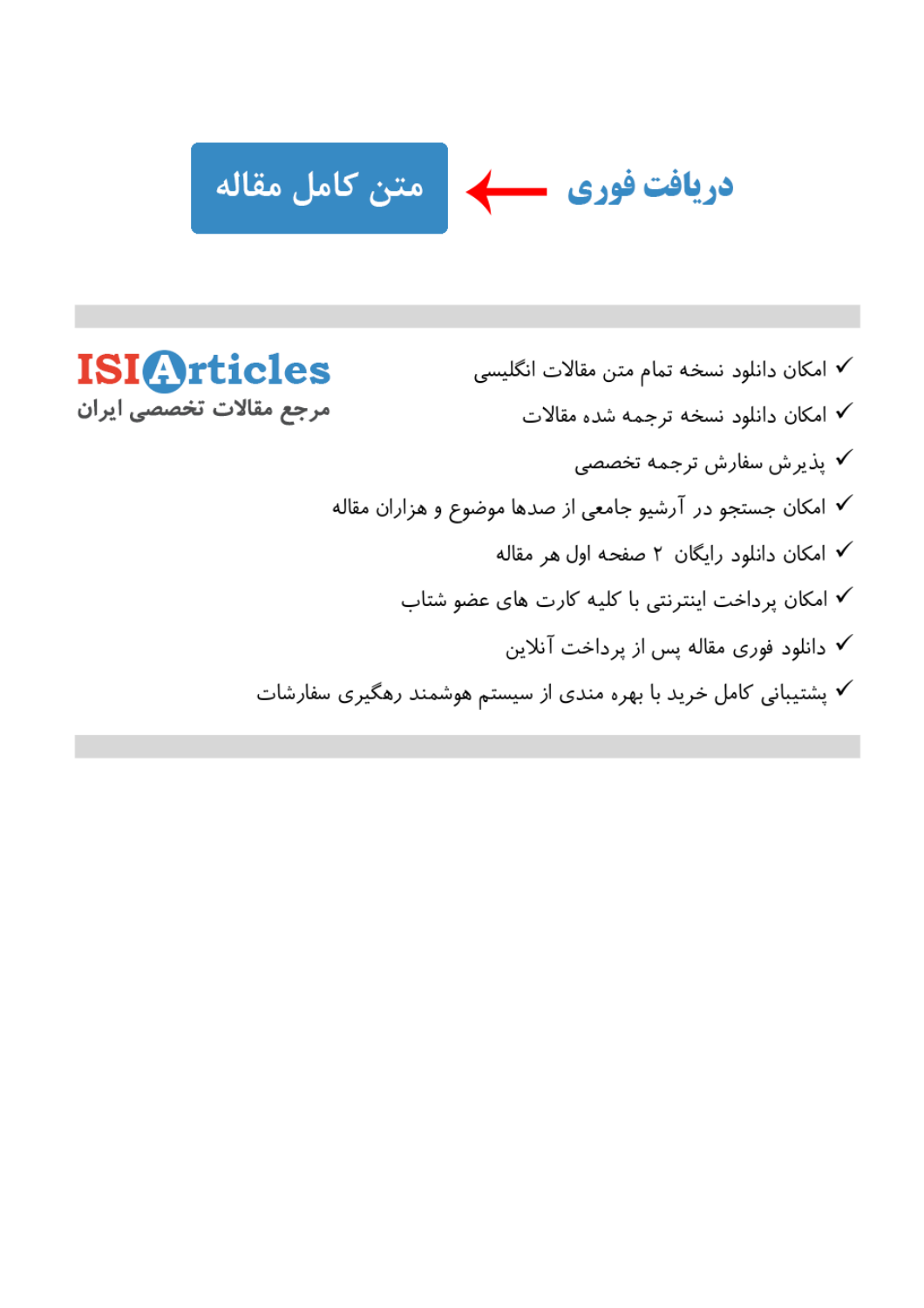دریافت فوری ← **متن کامل مقاله**

**ISIArticles**
مرجع مقالات تخصصی ایران

- ✓ امکان دانلود نسخه تمام متن مقالات انگلیسی
- ✓ امکان دانلود نسخه ترجمه شده مقالات
- ✓ پذیرش سفارش ترجمه تخصصی
- ✓ امکان جستجو در آرشیو جامعی از صدها موضوع و هزاران مقاله
- ✓ امکان دانلود رایگان ۲ صفحه اول هر مقاله
- ✓ امکان پرداخت اینترنتی با کلیه کارت های عضو شتاب
- ✓ دانلود فوری مقاله پس از پرداخت آنلاین
- ✓ پشتیبانی کامل خرید با بهره مندی از سیستم هوشمند رهگیری سفارشات